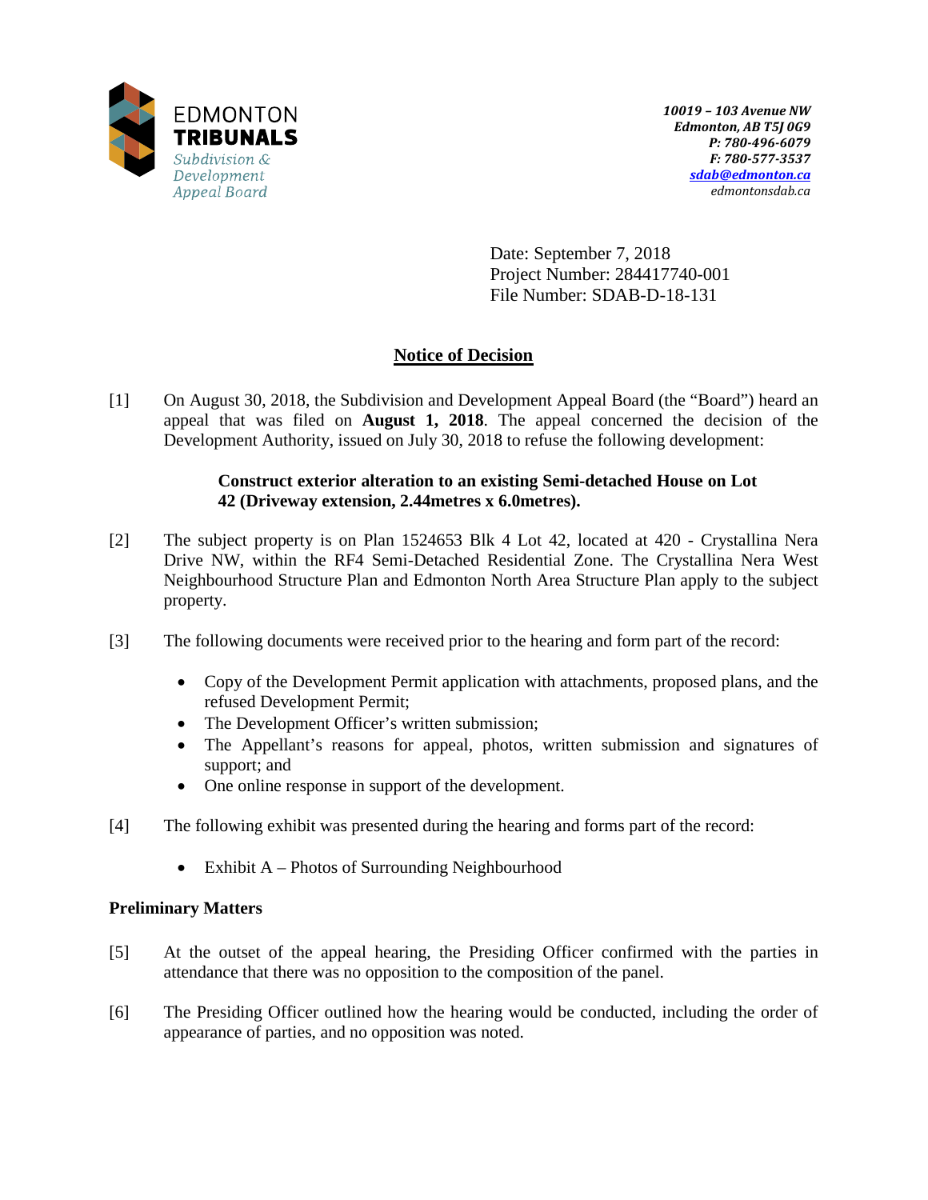EDMONTON
**TRIBUNALS**
*Subdivision & Development Appeal Board*

*10019 – 103 Avenue NW*
*Edmonton, AB T5J 0G9*
*P: 780-496-6079*
*F: 780-577-3537*
*sdab@edmonton.ca*
*edmontonsdab.ca*

Date: September 7, 2018
Project Number: 284417740-001
File Number: SDAB-D-18-131

## Notice of Decision

[1] On August 30, 2018, the Subdivision and Development Appeal Board (the "Board") heard an appeal that was filed on **August 1, 2018**. The appeal concerned the decision of the Development Authority, issued on July 30, 2018 to refuse the following development:

> **Construct exterior alteration to an existing Semi-detached House on Lot 42 (Driveway extension, 2.44metres x 6.0metres).**

[2] The subject property is on Plan 1524653 Blk 4 Lot 42, located at 420 - Crystallina Nera Drive NW, within the RF4 Semi-Detached Residential Zone. The Crystallina Nera West Neighbourhood Structure Plan and Edmonton North Area Structure Plan apply to the subject property.

[3] The following documents were received prior to the hearing and form part of the record:

- Copy of the Development Permit application with attachments, proposed plans, and the refused Development Permit;
- The Development Officer's written submission;
- The Appellant's reasons for appeal, photos, written submission and signatures of support; and
- One online response in support of the development.

[4] The following exhibit was presented during the hearing and forms part of the record:

- Exhibit A – Photos of Surrounding Neighbourhood

### Preliminary Matters

[5] At the outset of the appeal hearing, the Presiding Officer confirmed with the parties in attendance that there was no opposition to the composition of the panel.

[6] The Presiding Officer outlined how the hearing would be conducted, including the order of appearance of parties, and no opposition was noted.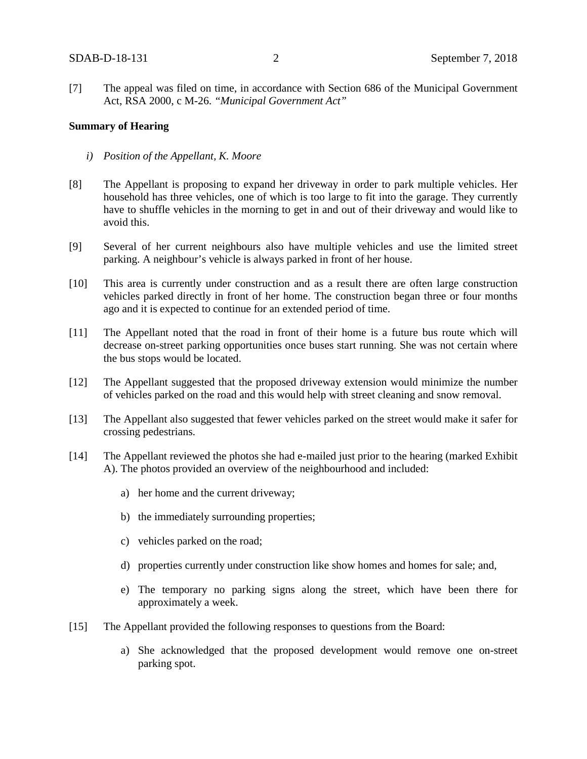[7] The appeal was filed on time, in accordance with Section 686 of the Municipal Government Act, RSA 2000, c M-26. *"Municipal Government Act"*

**Summary of Hearing**

*i) Position of the Appellant, K. Moore*

[8] The Appellant is proposing to expand her driveway in order to park multiple vehicles. Her household has three vehicles, one of which is too large to fit into the garage. They currently have to shuffle vehicles in the morning to get in and out of their driveway and would like to avoid this.

[9] Several of her current neighbours also have multiple vehicles and use the limited street parking. A neighbour's vehicle is always parked in front of her house.

[10] This area is currently under construction and as a result there are often large construction vehicles parked directly in front of her home. The construction began three or four months ago and it is expected to continue for an extended period of time.

[11] The Appellant noted that the road in front of their home is a future bus route which will decrease on-street parking opportunities once buses start running. She was not certain where the bus stops would be located.

[12] The Appellant suggested that the proposed driveway extension would minimize the number of vehicles parked on the road and this would help with street cleaning and snow removal.

[13] The Appellant also suggested that fewer vehicles parked on the street would make it safer for crossing pedestrians.

[14] The Appellant reviewed the photos she had e-mailed just prior to the hearing (marked Exhibit A). The photos provided an overview of the neighbourhood and included:

a) her home and the current driveway;

b) the immediately surrounding properties;

c) vehicles parked on the road;

d) properties currently under construction like show homes and homes for sale; and,

e) The temporary no parking signs along the street, which have been there for approximately a week.

[15] The Appellant provided the following responses to questions from the Board:

a) She acknowledged that the proposed development would remove one on-street parking spot.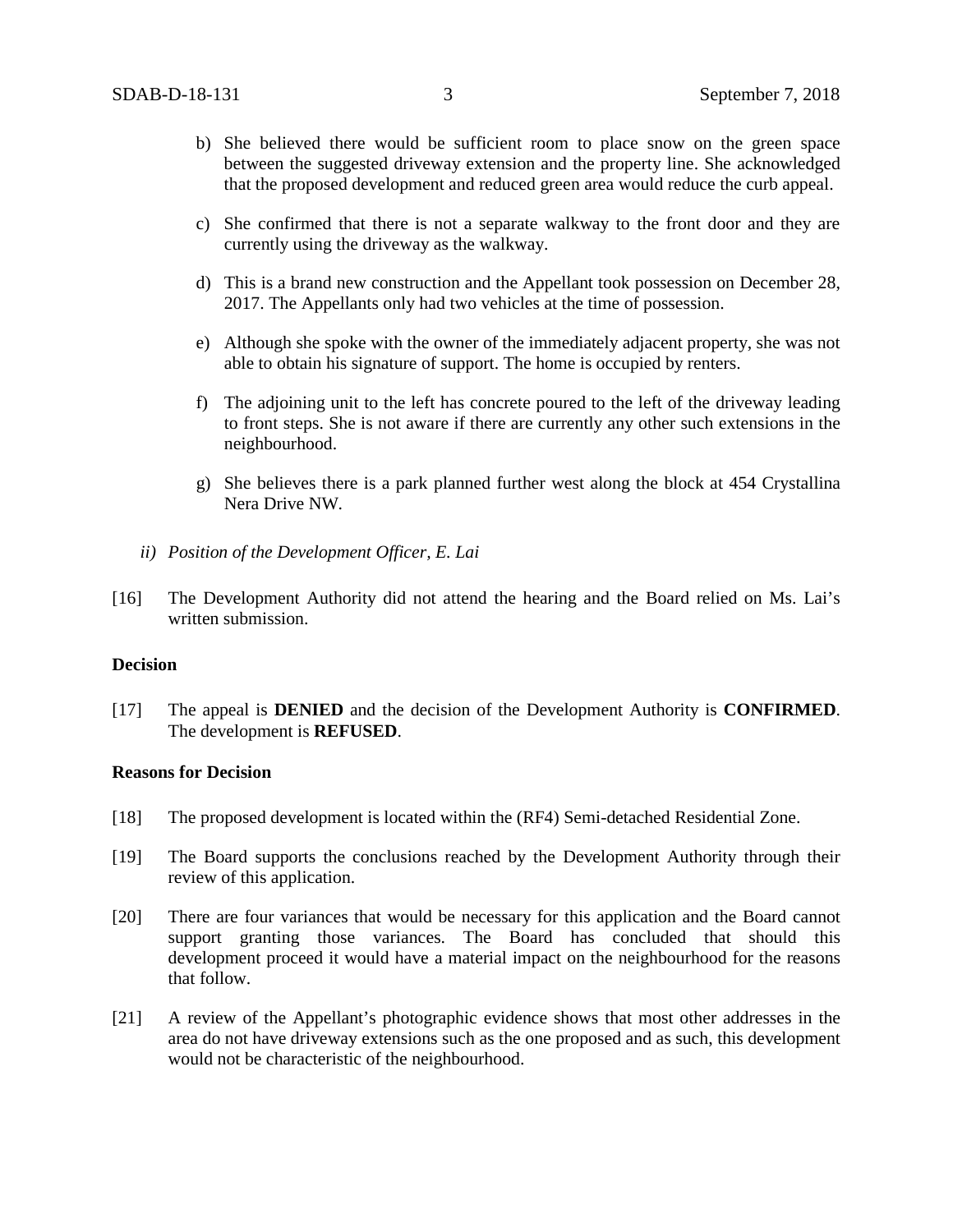b) She believed there would be sufficient room to place snow on the green space between the suggested driveway extension and the property line. She acknowledged that the proposed development and reduced green area would reduce the curb appeal.

c) She confirmed that there is not a separate walkway to the front door and they are currently using the driveway as the walkway.

d) This is a brand new construction and the Appellant took possession on December 28, 2017. The Appellants only had two vehicles at the time of possession.

e) Although she spoke with the owner of the immediately adjacent property, she was not able to obtain his signature of support. The home is occupied by renters.

f) The adjoining unit to the left has concrete poured to the left of the driveway leading to front steps. She is not aware if there are currently any other such extensions in the neighbourhood.

g) She believes there is a park planned further west along the block at 454 Crystallina Nera Drive NW.

*ii) Position of the Development Officer, E. Lai*

[16] The Development Authority did not attend the hearing and the Board relied on Ms. Lai's written submission.

**Decision**

[17] The appeal is **DENIED** and the decision of the Development Authority is **CONFIRMED**. The development is **REFUSED**.

**Reasons for Decision**

[18] The proposed development is located within the (RF4) Semi-detached Residential Zone.

[19] The Board supports the conclusions reached by the Development Authority through their review of this application.

[20] There are four variances that would be necessary for this application and the Board cannot support granting those variances. The Board has concluded that should this development proceed it would have a material impact on the neighbourhood for the reasons that follow.

[21] A review of the Appellant's photographic evidence shows that most other addresses in the area do not have driveway extensions such as the one proposed and as such, this development would not be characteristic of the neighbourhood.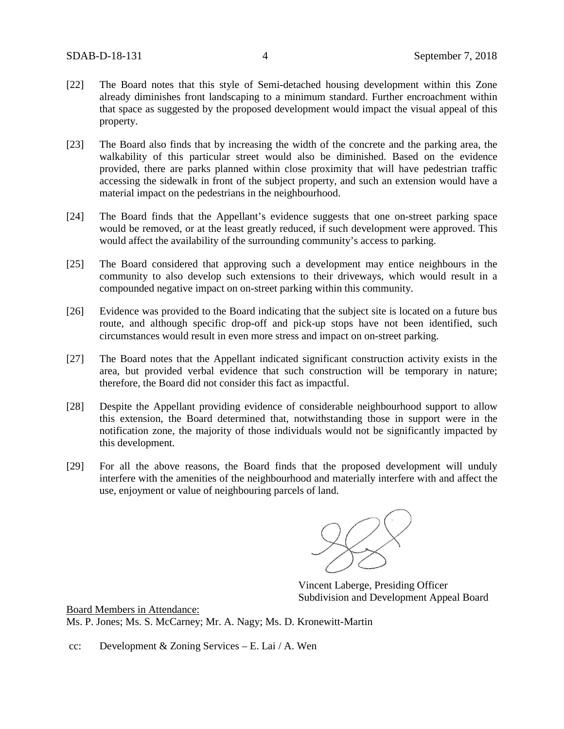[22] The Board notes that this style of Semi-detached housing development within this Zone already diminishes front landscaping to a minimum standard. Further encroachment within that space as suggested by the proposed development would impact the visual appeal of this property.

[23] The Board also finds that by increasing the width of the concrete and the parking area, the walkability of this particular street would also be diminished. Based on the evidence provided, there are parks planned within close proximity that will have pedestrian traffic accessing the sidewalk in front of the subject property, and such an extension would have a material impact on the pedestrians in the neighbourhood.

[24] The Board finds that the Appellant's evidence suggests that one on-street parking space would be removed, or at the least greatly reduced, if such development were approved. This would affect the availability of the surrounding community's access to parking.

[25] The Board considered that approving such a development may entice neighbours in the community to also develop such extensions to their driveways, which would result in a compounded negative impact on on-street parking within this community.

[26] Evidence was provided to the Board indicating that the subject site is located on a future bus route, and although specific drop-off and pick-up stops have not been identified, such circumstances would result in even more stress and impact on on-street parking.

[27] The Board notes that the Appellant indicated significant construction activity exists in the area, but provided verbal evidence that such construction will be temporary in nature; therefore, the Board did not consider this fact as impactful.

[28] Despite the Appellant providing evidence of considerable neighbourhood support to allow this extension, the Board determined that, notwithstanding those in support were in the notification zone, the majority of those individuals would not be significantly impacted by this development.

[29] For all the above reasons, the Board finds that the proposed development will unduly interfere with the amenities of the neighbourhood and materially interfere with and affect the use, enjoyment or value of neighbouring parcels of land.

Vincent Laberge, Presiding Officer
Subdivision and Development Appeal Board

Board Members in Attendance:
Ms. P. Jones; Ms. S. McCarney; Mr. A. Nagy; Ms. D. Kronewitt-Martin

cc: Development & Zoning Services – E. Lai / A. Wen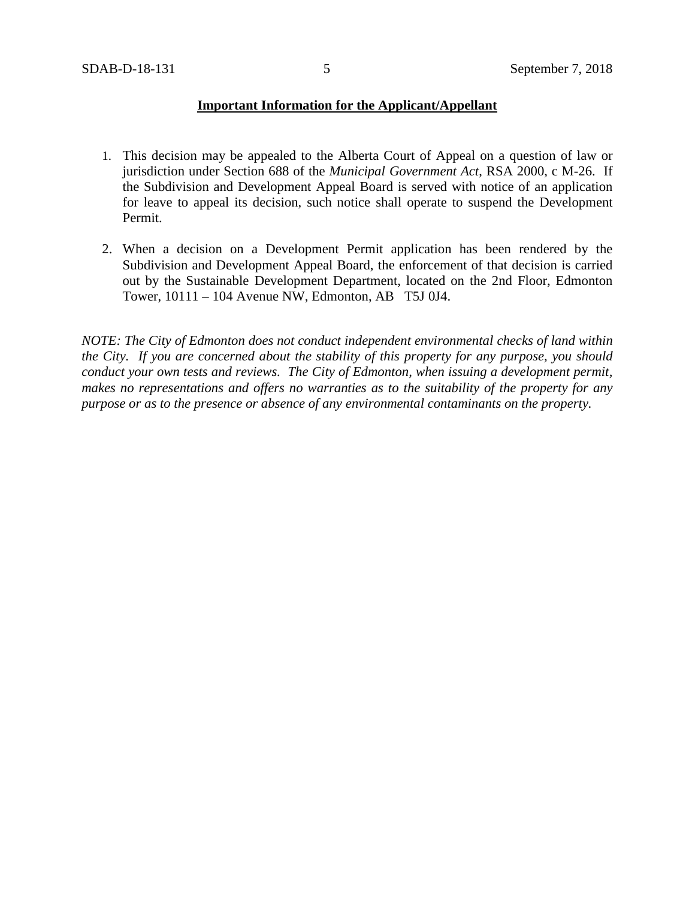**Important Information for the Applicant/Appellant**

1. This decision may be appealed to the Alberta Court of Appeal on a question of law or jurisdiction under Section 688 of the *Municipal Government Act*, RSA 2000, c M-26. If the Subdivision and Development Appeal Board is served with notice of an application for leave to appeal its decision, such notice shall operate to suspend the Development Permit.

2. When a decision on a Development Permit application has been rendered by the Subdivision and Development Appeal Board, the enforcement of that decision is carried out by the Sustainable Development Department, located on the 2nd Floor, Edmonton Tower, 10111 – 104 Avenue NW, Edmonton, AB T5J 0J4.

*NOTE: The City of Edmonton does not conduct independent environmental checks of land within the City. If you are concerned about the stability of this property for any purpose, you should conduct your own tests and reviews. The City of Edmonton, when issuing a development permit, makes no representations and offers no warranties as to the suitability of the property for any purpose or as to the presence or absence of any environmental contaminants on the property.*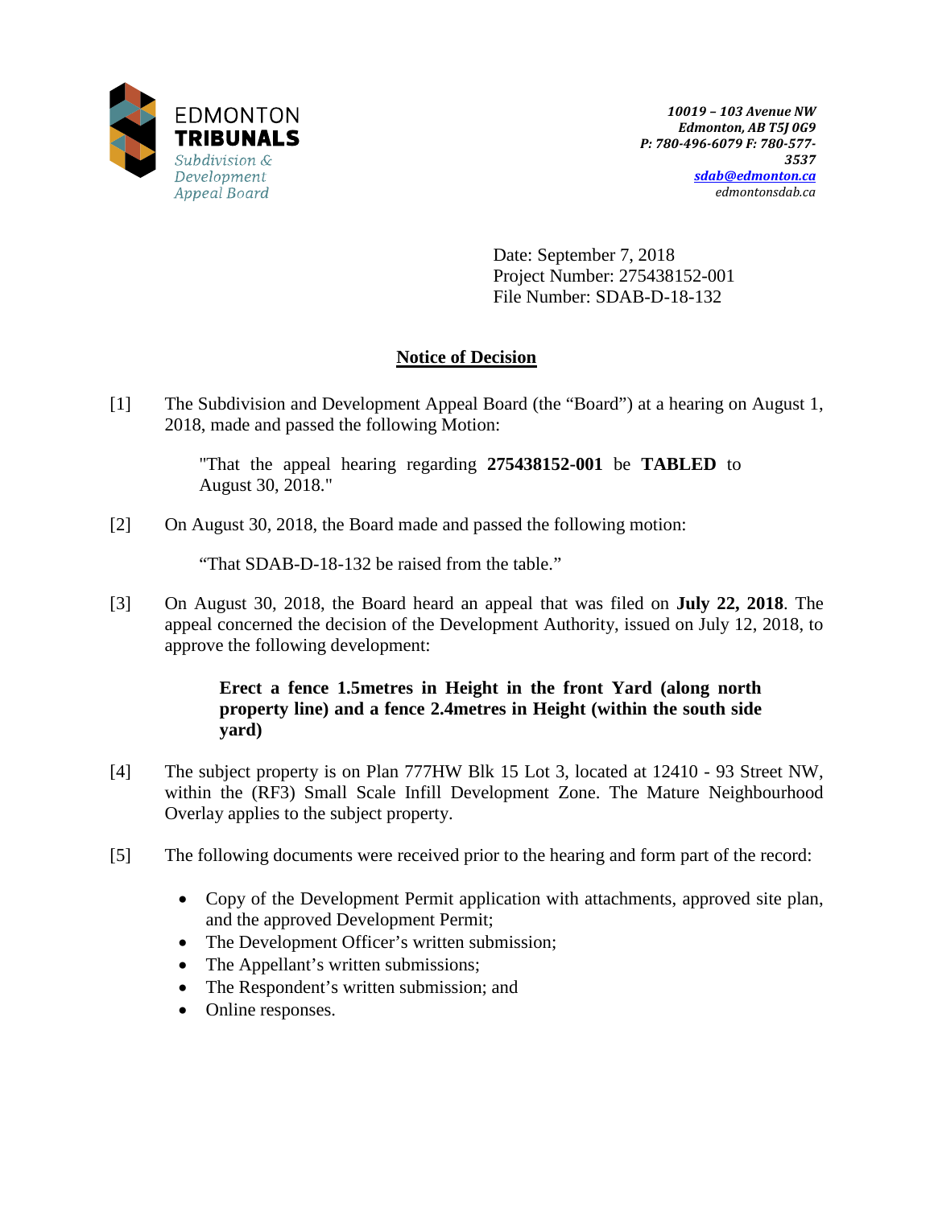EDMONTON
**TRIBUNALS**
*Subdivision & Development Appeal Board*

***10019 – 103 Avenue NW***
***Edmonton, AB T5J 0G9***
***P: 780-496-6079 F: 780-577-3537***
***sdab@edmonton.ca***
*edmontonsdab.ca*

Date: September 7, 2018
Project Number: 275438152-001
File Number: SDAB-D-18-132

## Notice of Decision

[1] The Subdivision and Development Appeal Board (the "Board") at a hearing on August 1, 2018, made and passed the following Motion:

> "That the appeal hearing regarding **275438152-001** be **TABLED** to August 30, 2018."

[2] On August 30, 2018, the Board made and passed the following motion:

> "That SDAB-D-18-132 be raised from the table."

[3] On August 30, 2018, the Board heard an appeal that was filed on **July 22, 2018**. The appeal concerned the decision of the Development Authority, issued on July 12, 2018, to approve the following development:

> **Erect a fence 1.5metres in Height in the front Yard (along north property line) and a fence 2.4metres in Height (within the south side yard)**

[4] The subject property is on Plan 777HW Blk 15 Lot 3, located at 12410 - 93 Street NW, within the (RF3) Small Scale Infill Development Zone. The Mature Neighbourhood Overlay applies to the subject property.

[5] The following documents were received prior to the hearing and form part of the record:

- Copy of the Development Permit application with attachments, approved site plan, and the approved Development Permit;
- The Development Officer's written submission;
- The Appellant's written submissions;
- The Respondent's written submission; and
- Online responses.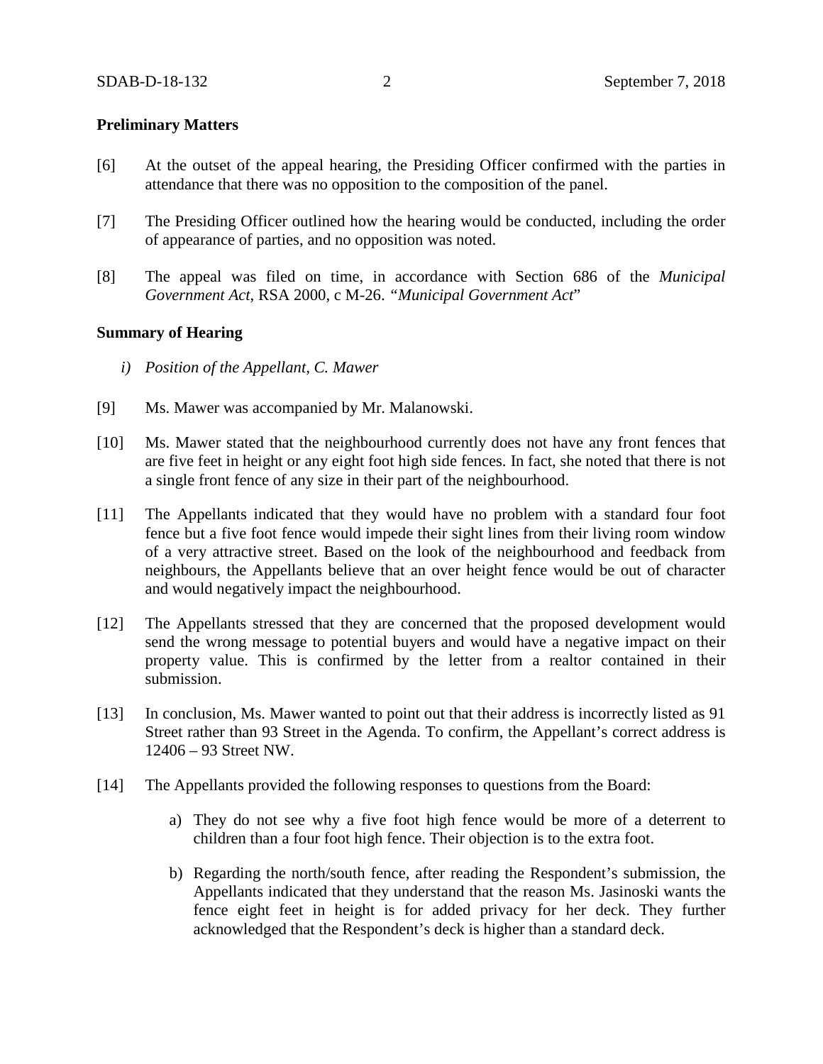## Preliminary Matters

[6] At the outset of the appeal hearing, the Presiding Officer confirmed with the parties in attendance that there was no opposition to the composition of the panel.

[7] The Presiding Officer outlined how the hearing would be conducted, including the order of appearance of parties, and no opposition was noted.

[8] The appeal was filed on time, in accordance with Section 686 of the *Municipal Government Act*, RSA 2000, c M-26. "*Municipal Government Act*"

## Summary of Hearing

*i) Position of the Appellant, C. Mawer*

[9] Ms. Mawer was accompanied by Mr. Malanowski.

[10] Ms. Mawer stated that the neighbourhood currently does not have any front fences that are five feet in height or any eight foot high side fences. In fact, she noted that there is not a single front fence of any size in their part of the neighbourhood.

[11] The Appellants indicated that they would have no problem with a standard four foot fence but a five foot fence would impede their sight lines from their living room window of a very attractive street. Based on the look of the neighbourhood and feedback from neighbours, the Appellants believe that an over height fence would be out of character and would negatively impact the neighbourhood.

[12] The Appellants stressed that they are concerned that the proposed development would send the wrong message to potential buyers and would have a negative impact on their property value. This is confirmed by the letter from a realtor contained in their submission.

[13] In conclusion, Ms. Mawer wanted to point out that their address is incorrectly listed as 91 Street rather than 93 Street in the Agenda. To confirm, the Appellant's correct address is 12406 – 93 Street NW.

[14] The Appellants provided the following responses to questions from the Board:

a) They do not see why a five foot high fence would be more of a deterrent to children than a four foot high fence. Their objection is to the extra foot.

b) Regarding the north/south fence, after reading the Respondent's submission, the Appellants indicated that they understand that the reason Ms. Jasinoski wants the fence eight feet in height is for added privacy for her deck. They further acknowledged that the Respondent's deck is higher than a standard deck.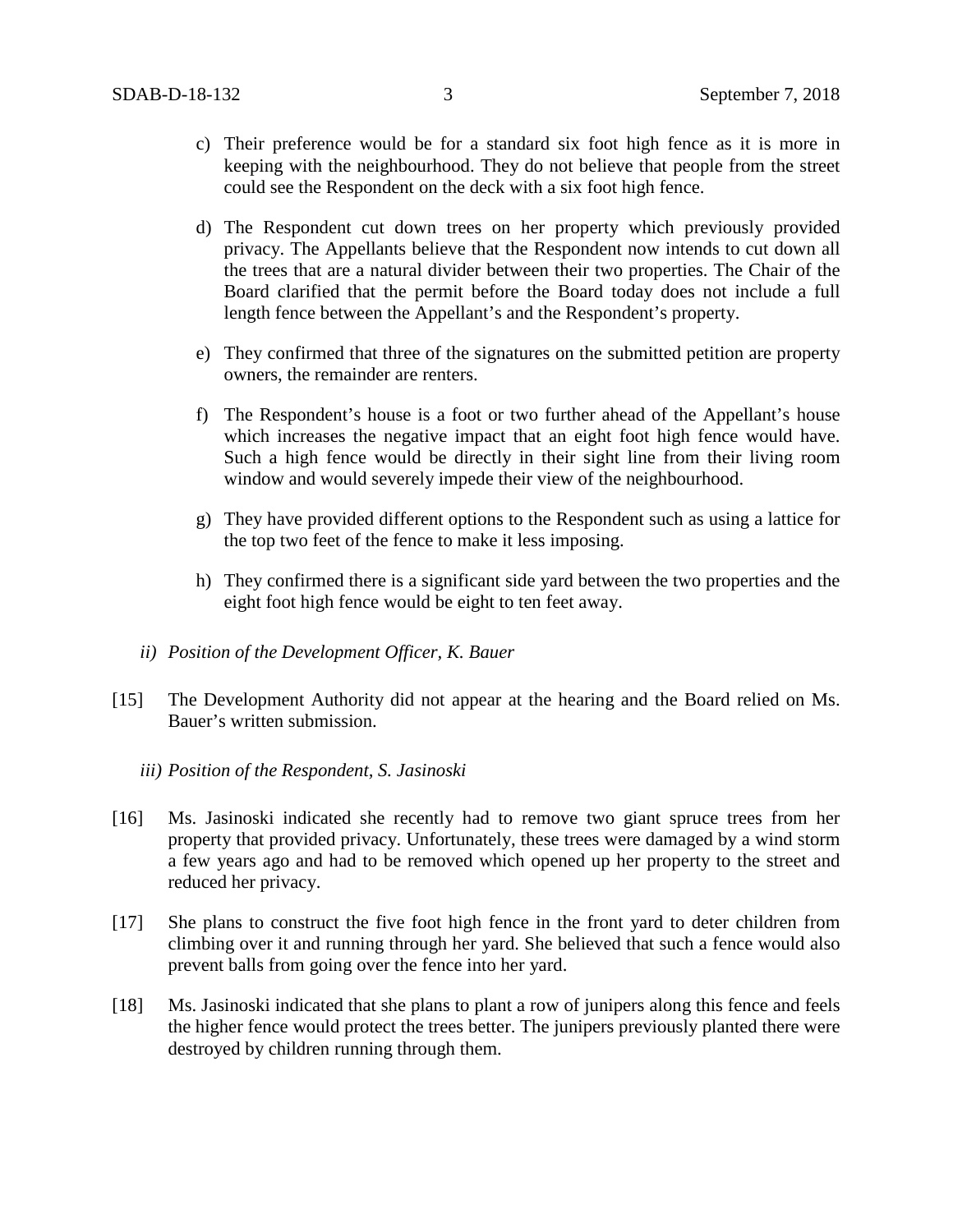c) Their preference would be for a standard six foot high fence as it is more in keeping with the neighbourhood. They do not believe that people from the street could see the Respondent on the deck with a six foot high fence.

d) The Respondent cut down trees on her property which previously provided privacy. The Appellants believe that the Respondent now intends to cut down all the trees that are a natural divider between their two properties. The Chair of the Board clarified that the permit before the Board today does not include a full length fence between the Appellant's and the Respondent's property.

e) They confirmed that three of the signatures on the submitted petition are property owners, the remainder are renters.

f) The Respondent's house is a foot or two further ahead of the Appellant's house which increases the negative impact that an eight foot high fence would have. Such a high fence would be directly in their sight line from their living room window and would severely impede their view of the neighbourhood.

g) They have provided different options to the Respondent such as using a lattice for the top two feet of the fence to make it less imposing.

h) They confirmed there is a significant side yard between the two properties and the eight foot high fence would be eight to ten feet away.

*ii) Position of the Development Officer, K. Bauer*

[15] The Development Authority did not appear at the hearing and the Board relied on Ms. Bauer's written submission.

*iii) Position of the Respondent, S. Jasinoski*

[16] Ms. Jasinoski indicated she recently had to remove two giant spruce trees from her property that provided privacy. Unfortunately, these trees were damaged by a wind storm a few years ago and had to be removed which opened up her property to the street and reduced her privacy.

[17] She plans to construct the five foot high fence in the front yard to deter children from climbing over it and running through her yard. She believed that such a fence would also prevent balls from going over the fence into her yard.

[18] Ms. Jasinoski indicated that she plans to plant a row of junipers along this fence and feels the higher fence would protect the trees better. The junipers previously planted there were destroyed by children running through them.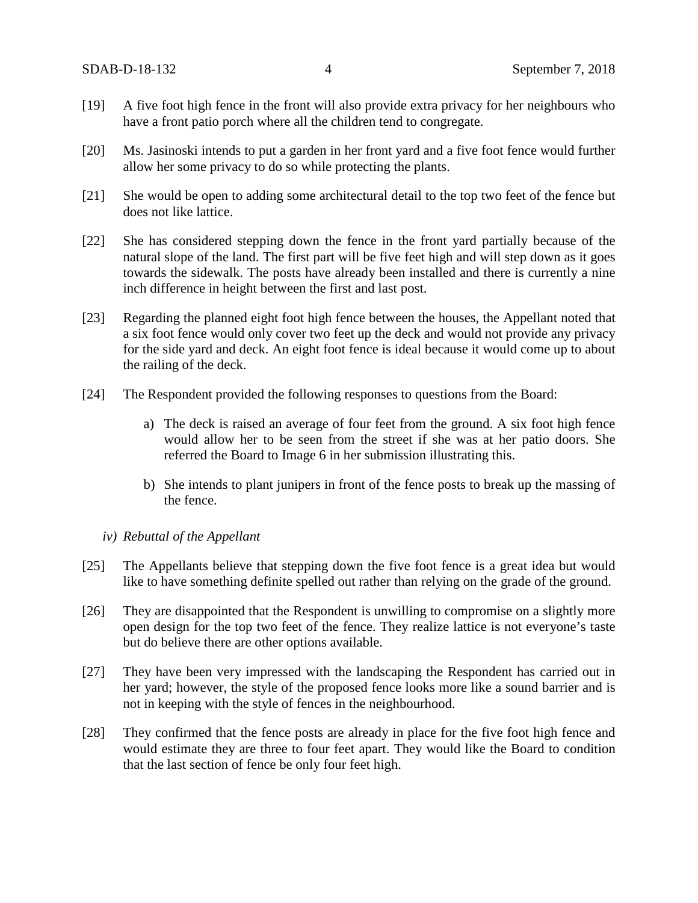[19] A five foot high fence in the front will also provide extra privacy for her neighbours who have a front patio porch where all the children tend to congregate.

[20] Ms. Jasinoski intends to put a garden in her front yard and a five foot fence would further allow her some privacy to do so while protecting the plants.

[21] She would be open to adding some architectural detail to the top two feet of the fence but does not like lattice.

[22] She has considered stepping down the fence in the front yard partially because of the natural slope of the land. The first part will be five feet high and will step down as it goes towards the sidewalk. The posts have already been installed and there is currently a nine inch difference in height between the first and last post.

[23] Regarding the planned eight foot high fence between the houses, the Appellant noted that a six foot fence would only cover two feet up the deck and would not provide any privacy for the side yard and deck. An eight foot fence is ideal because it would come up to about the railing of the deck.

[24] The Respondent provided the following responses to questions from the Board:

a) The deck is raised an average of four feet from the ground. A six foot high fence would allow her to be seen from the street if she was at her patio doors. She referred the Board to Image 6 in her submission illustrating this.

b) She intends to plant junipers in front of the fence posts to break up the massing of the fence.

*iv) Rebuttal of the Appellant*

[25] The Appellants believe that stepping down the five foot fence is a great idea but would like to have something definite spelled out rather than relying on the grade of the ground.

[26] They are disappointed that the Respondent is unwilling to compromise on a slightly more open design for the top two feet of the fence. They realize lattice is not everyone's taste but do believe there are other options available.

[27] They have been very impressed with the landscaping the Respondent has carried out in her yard; however, the style of the proposed fence looks more like a sound barrier and is not in keeping with the style of fences in the neighbourhood.

[28] They confirmed that the fence posts are already in place for the five foot high fence and would estimate they are three to four feet apart. They would like the Board to condition that the last section of fence be only four feet high.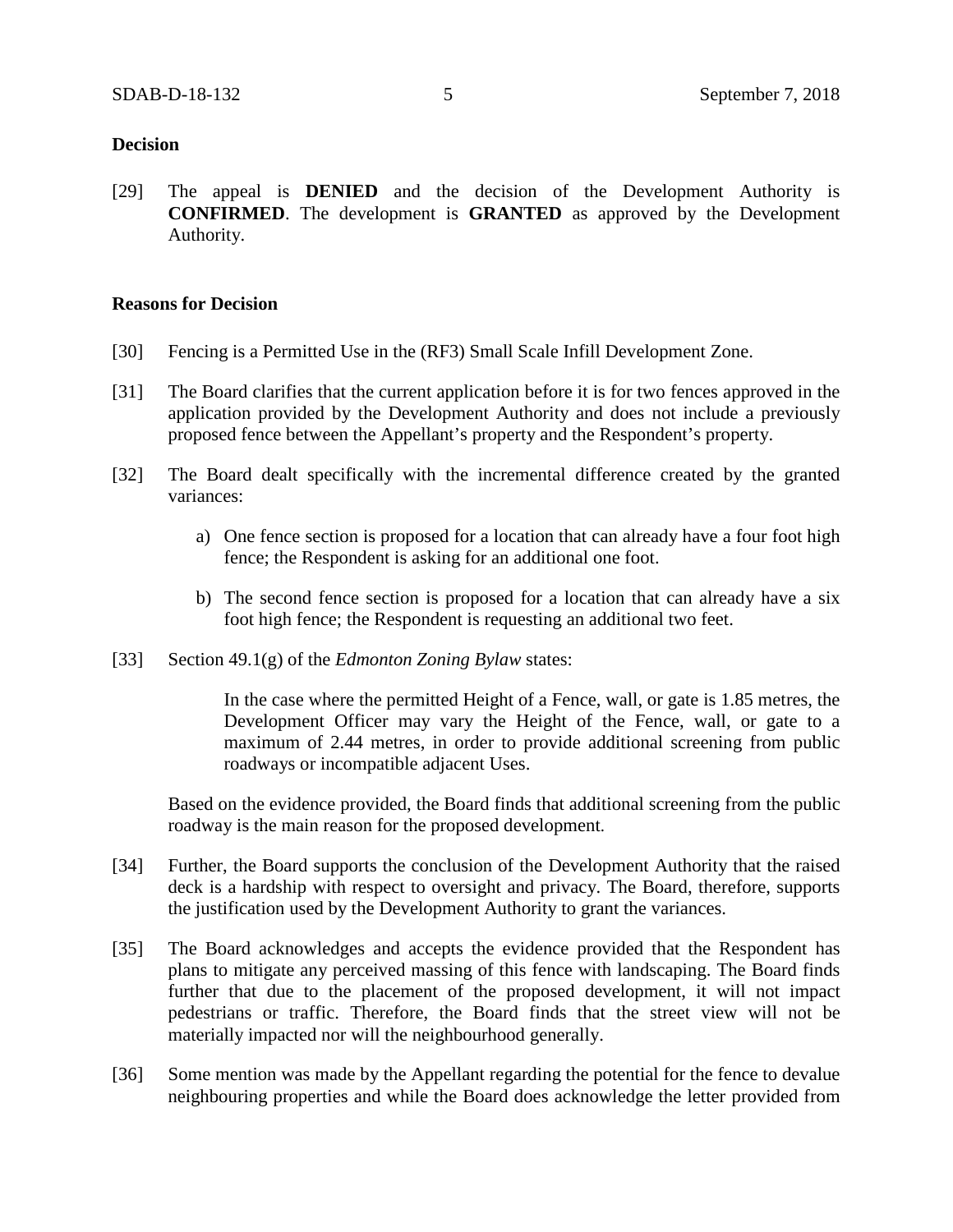**Decision**

[29] The appeal is **DENIED** and the decision of the Development Authority is **CONFIRMED**. The development is **GRANTED** as approved by the Development Authority.

**Reasons for Decision**

[30] Fencing is a Permitted Use in the (RF3) Small Scale Infill Development Zone.

[31] The Board clarifies that the current application before it is for two fences approved in the application provided by the Development Authority and does not include a previously proposed fence between the Appellant's property and the Respondent's property.

[32] The Board dealt specifically with the incremental difference created by the granted variances:

a) One fence section is proposed for a location that can already have a four foot high fence; the Respondent is asking for an additional one foot.

b) The second fence section is proposed for a location that can already have a six foot high fence; the Respondent is requesting an additional two feet.

[33] Section 49.1(g) of the *Edmonton Zoning Bylaw* states:

> In the case where the permitted Height of a Fence, wall, or gate is 1.85 metres, the Development Officer may vary the Height of the Fence, wall, or gate to a maximum of 2.44 metres, in order to provide additional screening from public roadways or incompatible adjacent Uses.

Based on the evidence provided, the Board finds that additional screening from the public roadway is the main reason for the proposed development.

[34] Further, the Board supports the conclusion of the Development Authority that the raised deck is a hardship with respect to oversight and privacy. The Board, therefore, supports the justification used by the Development Authority to grant the variances.

[35] The Board acknowledges and accepts the evidence provided that the Respondent has plans to mitigate any perceived massing of this fence with landscaping. The Board finds further that due to the placement of the proposed development, it will not impact pedestrians or traffic. Therefore, the Board finds that the street view will not be materially impacted nor will the neighbourhood generally.

[36] Some mention was made by the Appellant regarding the potential for the fence to devalue neighbouring properties and while the Board does acknowledge the letter provided from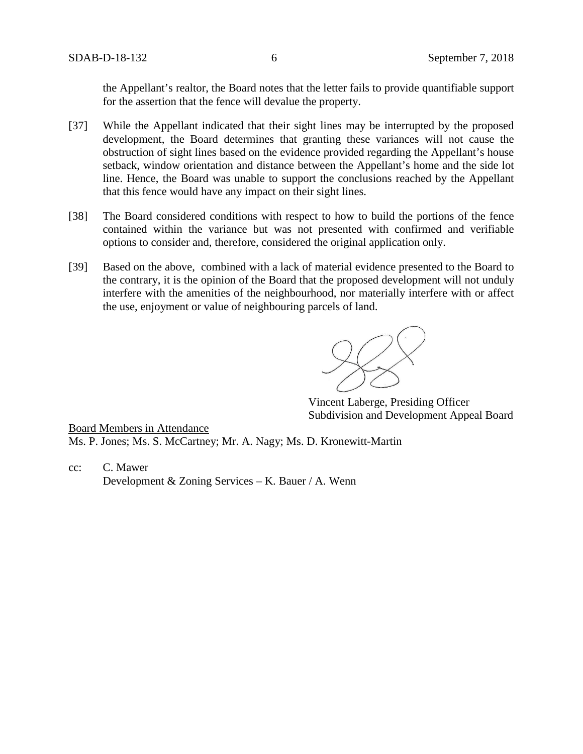the Appellant's realtor, the Board notes that the letter fails to provide quantifiable support for the assertion that the fence will devalue the property.

[37] While the Appellant indicated that their sight lines may be interrupted by the proposed development, the Board determines that granting these variances will not cause the obstruction of sight lines based on the evidence provided regarding the Appellant's house setback, window orientation and distance between the Appellant's home and the side lot line. Hence, the Board was unable to support the conclusions reached by the Appellant that this fence would have any impact on their sight lines.

[38] The Board considered conditions with respect to how to build the portions of the fence contained within the variance but was not presented with confirmed and verifiable options to consider and, therefore, considered the original application only.

[39] Based on the above, combined with a lack of material evidence presented to the Board to the contrary, it is the opinion of the Board that the proposed development will not unduly interfere with the amenities of the neighbourhood, nor materially interfere with or affect the use, enjoyment or value of neighbouring parcels of land.

Vincent Laberge, Presiding Officer
Subdivision and Development Appeal Board

Board Members in Attendance
Ms. P. Jones; Ms. S. McCartney; Mr. A. Nagy; Ms. D. Kronewitt-Martin

cc: C. Mawer
Development & Zoning Services – K. Bauer / A. Wenn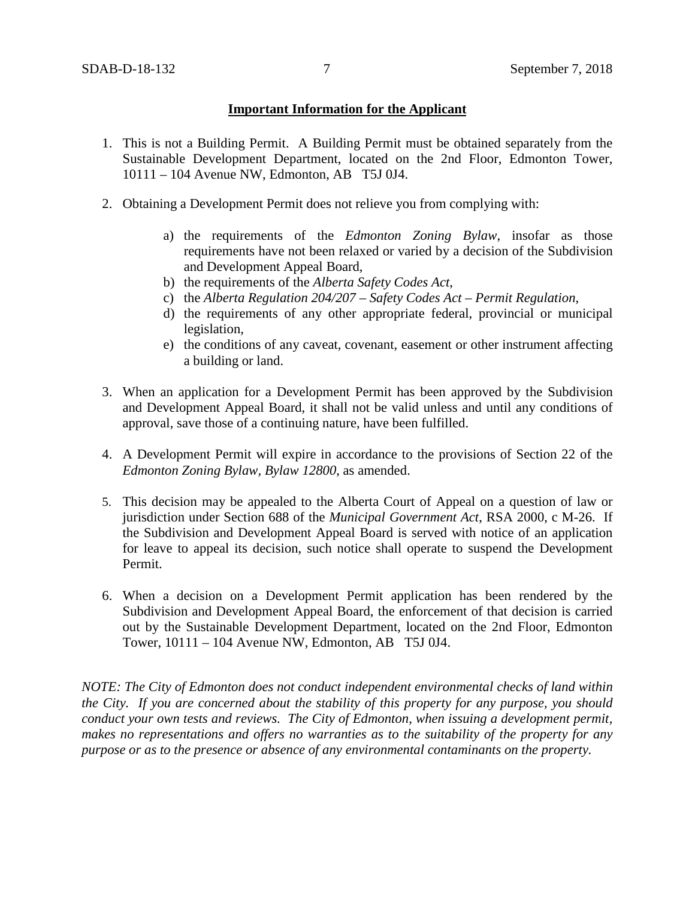**Important Information for the Applicant**

1. This is not a Building Permit. A Building Permit must be obtained separately from the Sustainable Development Department, located on the 2nd Floor, Edmonton Tower, 10111 – 104 Avenue NW, Edmonton, AB T5J 0J4.

2. Obtaining a Development Permit does not relieve you from complying with:

    a) the requirements of the *Edmonton Zoning Bylaw*, insofar as those requirements have not been relaxed or varied by a decision of the Subdivision and Development Appeal Board,
    b) the requirements of the *Alberta Safety Codes Act*,
    c) the *Alberta Regulation 204/207 – Safety Codes Act – Permit Regulation*,
    d) the requirements of any other appropriate federal, provincial or municipal legislation,
    e) the conditions of any caveat, covenant, easement or other instrument affecting a building or land.

3. When an application for a Development Permit has been approved by the Subdivision and Development Appeal Board, it shall not be valid unless and until any conditions of approval, save those of a continuing nature, have been fulfilled.

4. A Development Permit will expire in accordance to the provisions of Section 22 of the *Edmonton Zoning Bylaw, Bylaw 12800*, as amended.

5. This decision may be appealed to the Alberta Court of Appeal on a question of law or jurisdiction under Section 688 of the *Municipal Government Act*, RSA 2000, c M-26. If the Subdivision and Development Appeal Board is served with notice of an application for leave to appeal its decision, such notice shall operate to suspend the Development Permit.

6. When a decision on a Development Permit application has been rendered by the Subdivision and Development Appeal Board, the enforcement of that decision is carried out by the Sustainable Development Department, located on the 2nd Floor, Edmonton Tower, 10111 – 104 Avenue NW, Edmonton, AB T5J 0J4.

*NOTE: The City of Edmonton does not conduct independent environmental checks of land within the City. If you are concerned about the stability of this property for any purpose, you should conduct your own tests and reviews. The City of Edmonton, when issuing a development permit, makes no representations and offers no warranties as to the suitability of the property for any purpose or as to the presence or absence of any environmental contaminants on the property.*